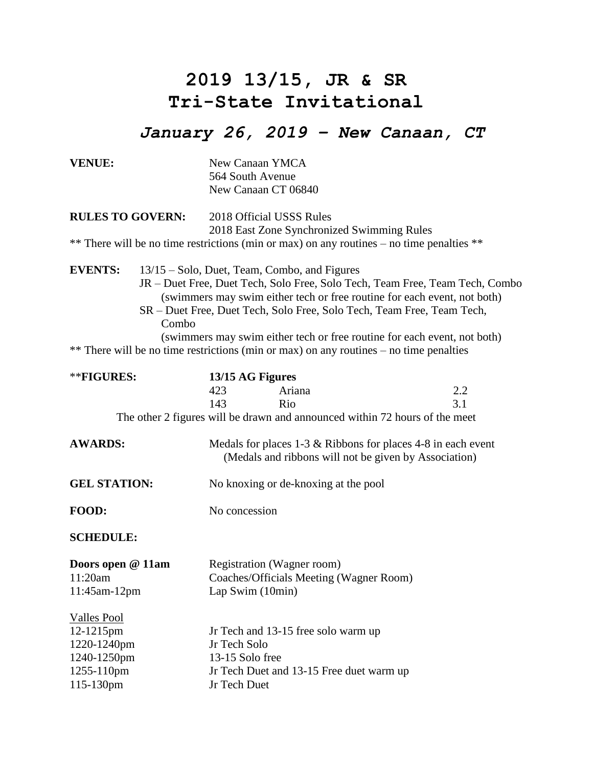# 2019 13/15, JR & SR Tri-State Invitational

## *January 26, 2019 – New Canaan, CT*

**VENUE:** New Canaan YMCA
564 South Avenue
New Canaan CT 06840

**RULES TO GOVERN:** 2018 Official USSS Rules
2018 East Zone Synchronized Swimming Rules

** There will be no time restrictions (min or max) on any routines – no time penalties **

**EVENTS:** 13/15 – Solo, Duet, Team, Combo, and Figures
JR – Duet Free, Duet Tech, Solo Free, Solo Tech, Team Free, Team Tech, Combo
(swimmers may swim either tech or free routine for each event, not both)
SR – Duet Free, Duet Tech, Solo Free, Solo Tech, Team Free, Team Tech, Combo
(swimmers may swim either tech or free routine for each event, not both)

** There will be no time restrictions (min or max) on any routines – no time penalties

****FIGURES:** **13/15 AG Figures**

| | | |
|---|---|---|
| 423 | Ariana | 2.2 |
| 143 | Rio | 3.1 |

The other 2 figures will be drawn and announced within 72 hours of the meet

**AWARDS:** Medals for places 1-3 & Ribbons for places 4-8 in each event
(Medals and ribbons will not be given by Association)

**GEL STATION:** No knoxing or de-knoxing at the pool

**FOOD:** No concession

**SCHEDULE:**

**Doors open @ 11am** Registration (Wagner room)
11:20am Coaches/Officials Meeting (Wagner Room)
11:45am-12pm Lap Swim (10min)

Valles Pool
12-1215pm Jr Tech and 13-15 free solo warm up
1220-1240pm Jr Tech Solo
1240-1250pm 13-15 Solo free
1255-110pm Jr Tech Duet and 13-15 Free duet warm up
115-130pm Jr Tech Duet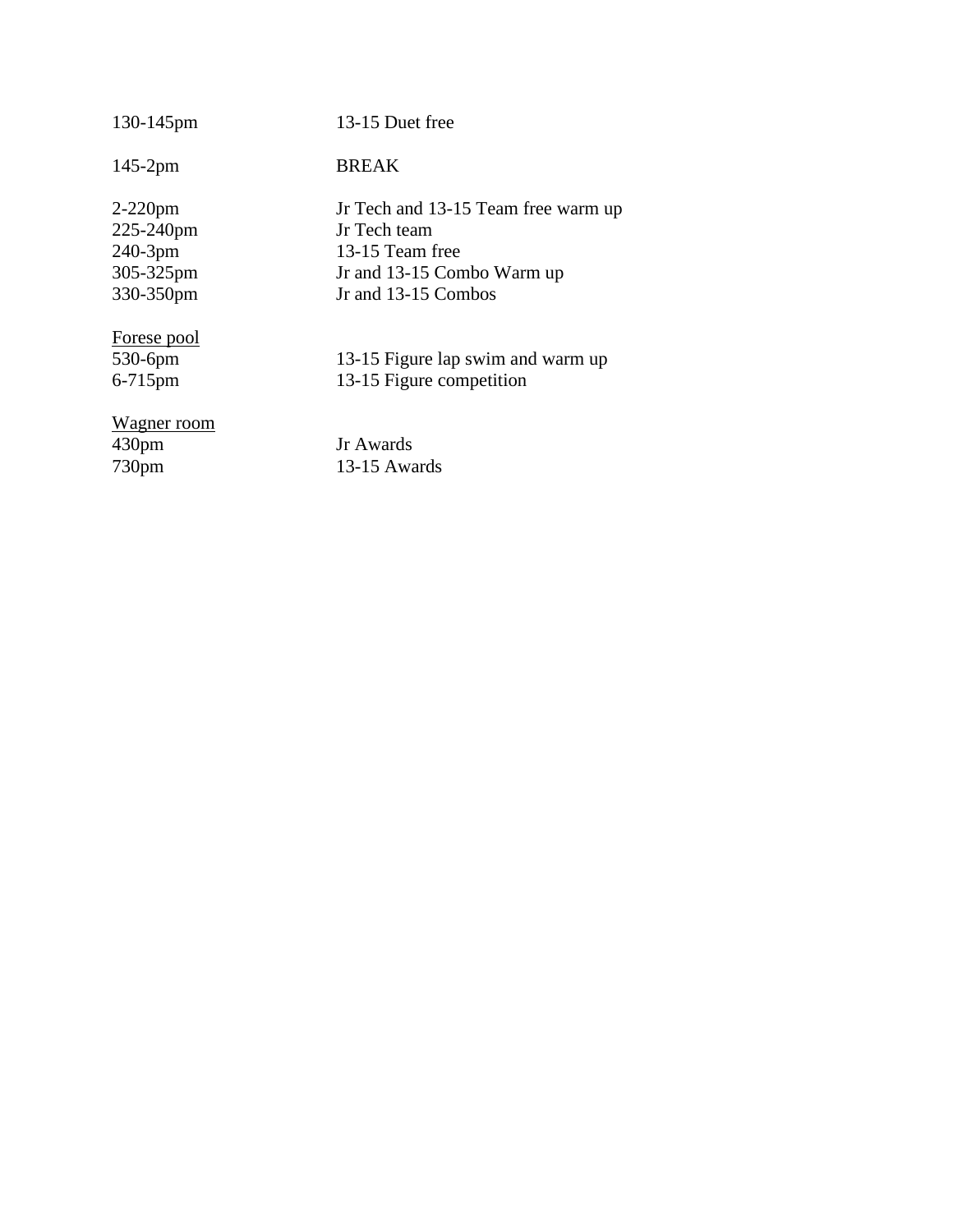| | |
|---|---|
| 130-145pm | 13-15 Duet free |
| 145-2pm | BREAK |
| 2-220pm | Jr Tech and 13-15 Team free warm up |
| 225-240pm | Jr Tech team |
| 240-3pm | 13-15 Team free |
| 305-325pm | Jr and 13-15 Combo Warm up |
| 330-350pm | Jr and 13-15 Combos |

<u>Forese pool</u>

| | |
|---|---|
| 530-6pm | 13-15 Figure lap swim and warm up |
| 6-715pm | 13-15 Figure competition |

<u>Wagner room</u>

| | |
|---|---|
| 430pm | Jr Awards |
| 730pm | 13-15 Awards |